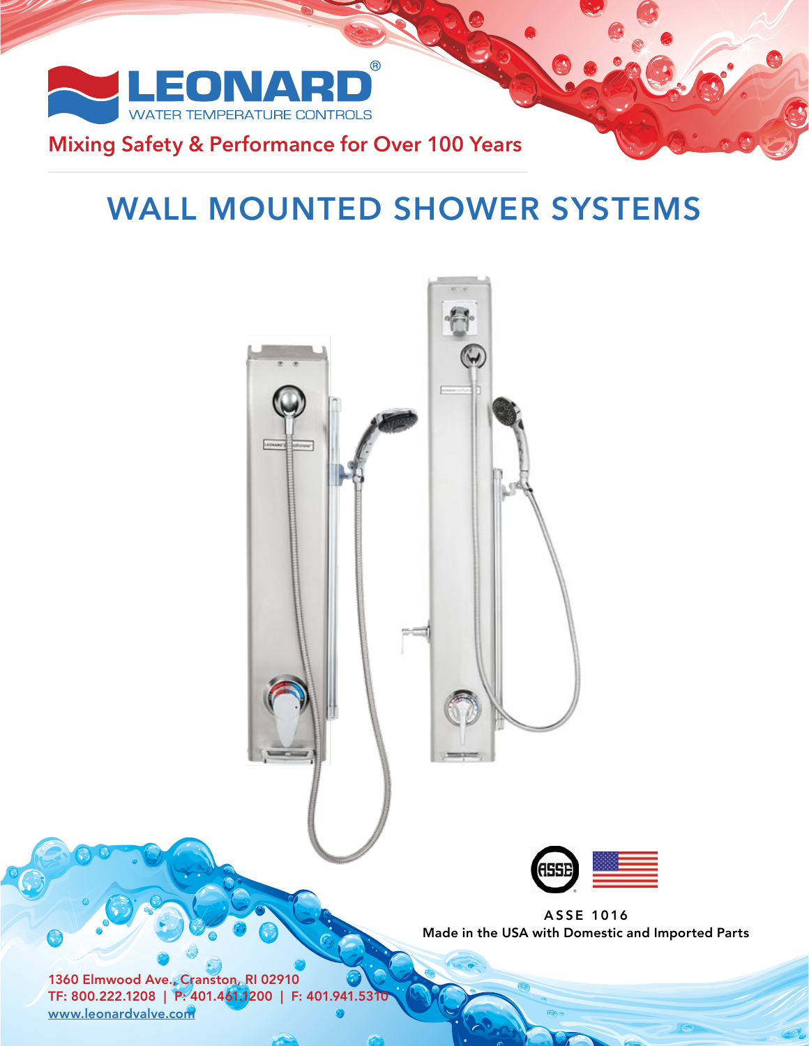LEONARD®

WATER TEMPERATURE CONTROLS

Mixing Safety & Performance for Over 100 Years

# WALL MOUNTED SHOWER SYSTEMS

ASSE 1016

Made in the USA with Domestic and Imported Parts

1360 Elmwood Ave., Cranston, RI 02910

TF: 800.222.1208 | P: 401.461.1200 | F: 401.941.5310

www.leonardvalve.com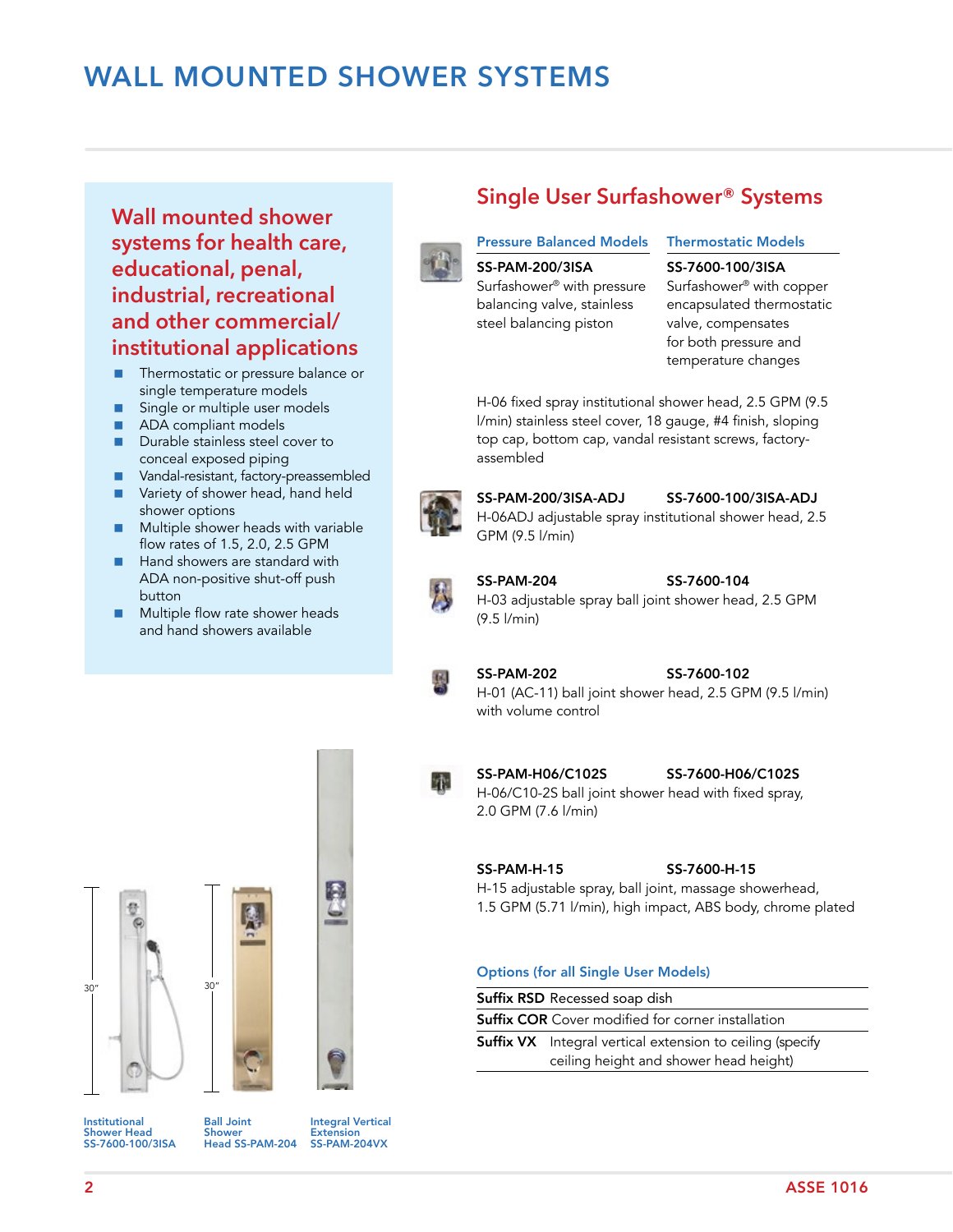# WALL MOUNTED SHOWER SYSTEMS

## Wall mounted shower systems for health care, educational, penal, industrial, recreational and other commercial/ institutional applications

- Thermostatic or pressure balance or single temperature models
- Single or multiple user models
- ADA compliant models
- Durable stainless steel cover to conceal exposed piping
- Vandal-resistant, factory-preassembled
- Variety of shower head, hand held shower options
- Multiple shower heads with variable flow rates of 1.5, 2.0, 2.5 GPM
- Hand showers are standard with ADA non-positive shut-off push button
- Multiple flow rate shower heads and hand showers available

30"

30"

Institutional Shower Head SS-7600-100/3ISA

Ball Joint Shower Head SS-PAM-204

Integral Vertical Extension SS-PAM-204VX

## Single User Surfashower® Systems

| Pressure Balanced Models | Thermostatic Models |
|---|---|
| **SS-PAM-200/3ISA** Surfashower® with pressure balancing valve, stainless steel balancing piston | **SS-7600-100/3ISA** Surfashower® with copper encapsulated thermostatic valve, compensates for both pressure and temperature changes |

H-06 fixed spray institutional shower head, 2.5 GPM (9.5 l/min) stainless steel cover, 18 gauge, #4 finish, sloping top cap, bottom cap, vandal resistant screws, factory-assembled

**SS-PAM-200/3ISA-ADJ** **SS-7600-100/3ISA-ADJ**
H-06ADJ adjustable spray institutional shower head, 2.5 GPM (9.5 l/min)

**SS-PAM-204** **SS-7600-104**
H-03 adjustable spray ball joint shower head, 2.5 GPM (9.5 l/min)

**SS-PAM-202** **SS-7600-102**
H-01 (AC-11) ball joint shower head, 2.5 GPM (9.5 l/min) with volume control

**SS-PAM-H06/C102S** **SS-7600-H06/C102S**
H-06/C10-2S ball joint shower head with fixed spray, 2.0 GPM (7.6 l/min)

**SS-PAM-H-15** **SS-7600-H-15**
H-15 adjustable spray, ball joint, massage showerhead, 1.5 GPM (5.71 l/min), high impact, ABS body, chrome plated

### Options (for all Single User Models)

| | |
|---|---|
| **Suffix RSD** | Recessed soap dish |
| **Suffix COR** | Cover modified for corner installation |
| **Suffix VX** | Integral vertical extension to ceiling (specify ceiling height and shower head height) |

ASSE 1016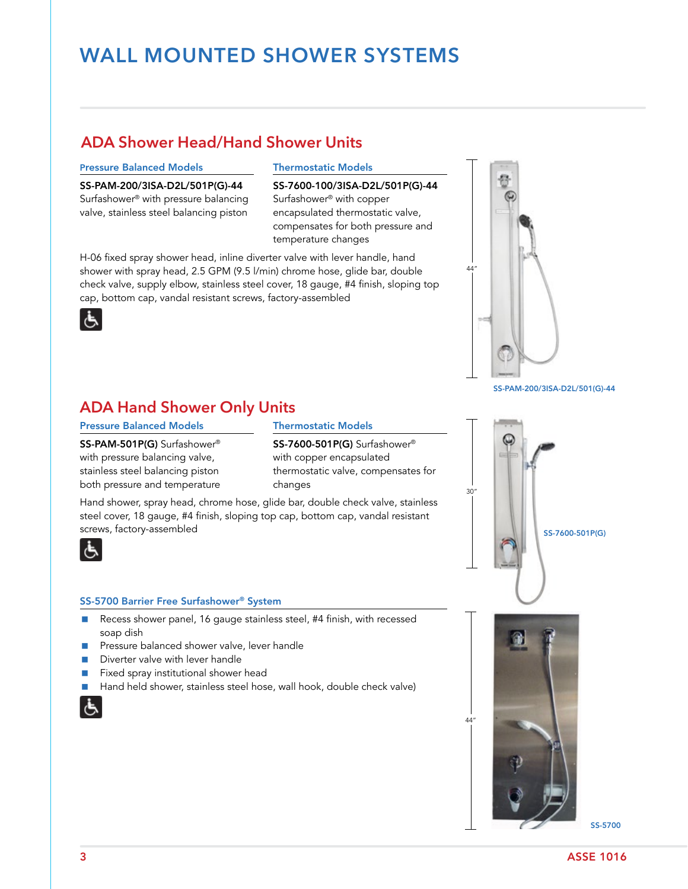# WALL MOUNTED SHOWER SYSTEMS

## ADA Shower Head/Hand Shower Units

### Pressure Balanced Models

**SS-PAM-200/3ISA-D2L/501P(G)-44**
Surfashower® with pressure balancing valve, stainless steel balancing piston

### Thermostatic Models

**SS-7600-100/3ISA-D2L/501P(G)-44**
Surfashower® with copper encapsulated thermostatic valve, compensates for both pressure and temperature changes

H-06 fixed spray shower head, inline diverter valve with lever handle, hand shower with spray head, 2.5 GPM (9.5 l/min) chrome hose, glide bar, double check valve, supply elbow, stainless steel cover, 18 gauge, #4 finish, sloping top cap, bottom cap, vandal resistant screws, factory-assembled

44"

SS-PAM-200/3ISA-D2L/501(G)-44

## ADA Hand Shower Only Units

### Pressure Balanced Models

**SS-PAM-501P(G)** Surfashower® with pressure balancing valve, stainless steel balancing piston both pressure and temperature

### Thermostatic Models

**SS-7600-501P(G)** Surfashower® with copper encapsulated thermostatic valve, compensates for changes

Hand shower, spray head, chrome hose, glide bar, double check valve, stainless steel cover, 18 gauge, #4 finish, sloping top cap, bottom cap, vandal resistant screws, factory-assembled

30"

SS-7600-501P(G)

### SS-5700 Barrier Free Surfashower® System

- Recess shower panel, 16 gauge stainless steel, #4 finish, with recessed soap dish
- Pressure balanced shower valve, lever handle
- Diverter valve with lever handle
- Fixed spray institutional shower head
- Hand held shower, stainless steel hose, wall hook, double check valve)

44"

SS-5700

ASSE 1016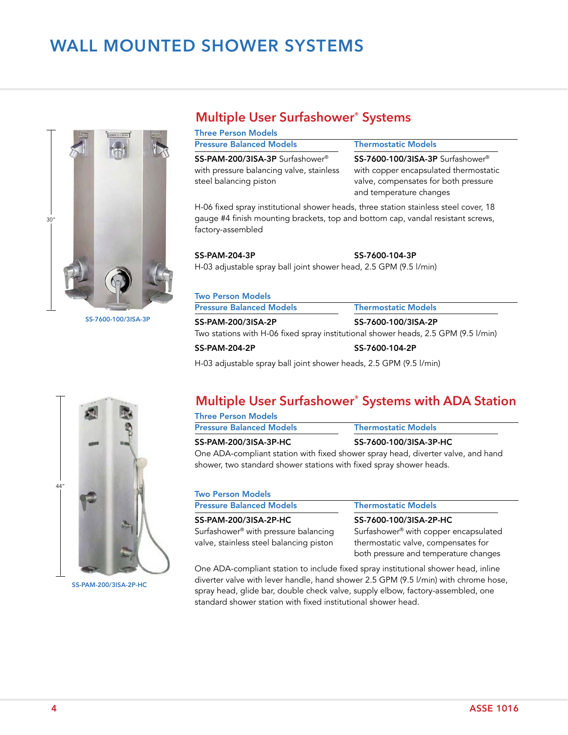# WALL MOUNTED SHOWER SYSTEMS

30"

SS-7600-100/3ISA-3P

## Multiple User Surfashower® Systems

### Three Person Models

| Pressure Balanced Models | Thermostatic Models |
|---|---|
| **SS-PAM-200/3ISA-3P** Surfashower® with pressure balancing valve, stainless steel balancing piston | **SS-7600-100/3ISA-3P** Surfashower® with copper encapsulated thermostatic valve, compensates for both pressure and temperature changes |

H-06 fixed spray institutional shower heads, three station stainless steel cover, 18 gauge #4 finish mounting brackets, top and bottom cap, vandal resistant screws, factory-assembled

| | |
|---|---|
| **SS-PAM-204-3P** | **SS-7600-104-3P** |

H-03 adjustable spray ball joint shower head, 2.5 GPM (9.5 l/min)

### Two Person Models

| Pressure Balanced Models | Thermostatic Models |
|---|---|
| **SS-PAM-200/3ISA-2P** | **SS-7600-100/3ISA-2P** |

Two stations with H-06 fixed spray institutional shower heads, 2.5 GPM (9.5 l/min)

| | |
|---|---|
| **SS-PAM-204-2P** | **SS-7600-104-2P** |

H-03 adjustable spray ball joint shower heads, 2.5 GPM (9.5 l/min)

44"

SS-PAM-200/3ISA-2P-HC

## Multiple User Surfashower® Systems with ADA Station

### Three Person Models

| Pressure Balanced Models | Thermostatic Models |
|---|---|
| **SS-PAM-200/3ISA-3P-HC** | **SS-7600-100/3ISA-3P-HC** |

One ADA-compliant station with fixed shower spray head, diverter valve, and hand shower, two standard shower stations with fixed spray shower heads.

### Two Person Models

| Pressure Balanced Models | Thermostatic Models |
|---|---|
| **SS-PAM-200/3ISA-2P-HC** Surfashower® with pressure balancing valve, stainless steel balancing piston | **SS-7600-100/3ISA-2P-HC** Surfashower® with copper encapsulated thermostatic valve, compensates for both pressure and temperature changes |

One ADA-compliant station to include fixed spray institutional shower head, inline diverter valve with lever handle, hand shower 2.5 GPM (9.5 l/min) with chrome hose, spray head, glide bar, double check valve, supply elbow, factory-assembled, one standard shower station with fixed institutional shower head.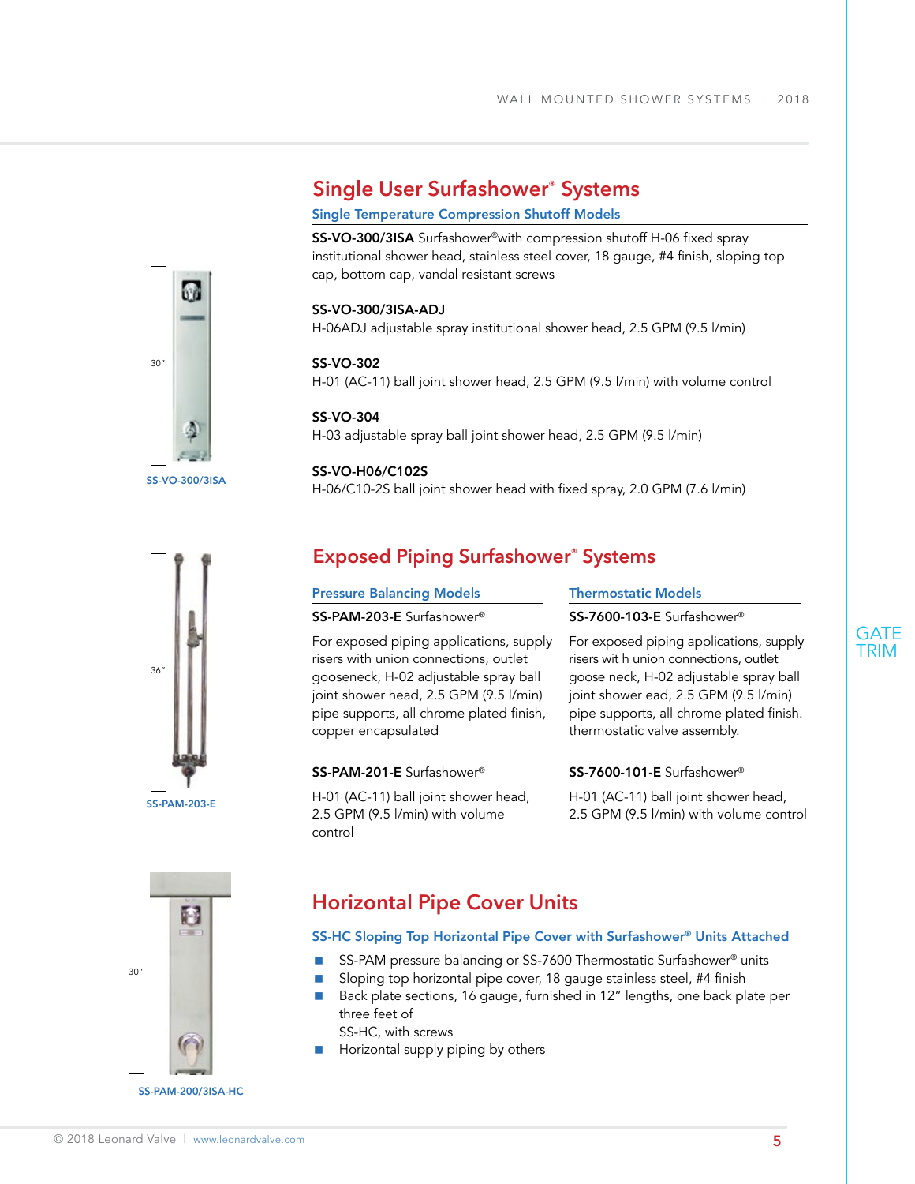## Single User Surfashower® Systems

### Single Temperature Compression Shutoff Models

**SS-VO-300/3ISA** Surfashower®with compression shutoff H-06 fixed spray institutional shower head, stainless steel cover, 18 gauge, #4 finish, sloping top cap, bottom cap, vandal resistant screws

**SS-VO-300/3ISA-ADJ**
H-06ADJ adjustable spray institutional shower head, 2.5 GPM (9.5 l/min)

**SS-VO-302**
H-01 (AC-11) ball joint shower head, 2.5 GPM (9.5 l/min) with volume control

**SS-VO-304**
H-03 adjustable spray ball joint shower head, 2.5 GPM (9.5 l/min)

**SS-VO-H06/C102S**
H-06/C10-2S ball joint shower head with fixed spray, 2.0 GPM (7.6 l/min)

30”

SS-VO-300/3ISA

## Exposed Piping Surfashower® Systems

### Pressure Balancing Models

**SS-PAM-203-E** Surfashower®

For exposed piping applications, supply risers with union connections, outlet gooseneck, H-02 adjustable spray ball joint shower head, 2.5 GPM (9.5 l/min) pipe supports, all chrome plated finish, copper encapsulated

**SS-PAM-201-E** Surfashower®

H-01 (AC-11) ball joint shower head, 2.5 GPM (9.5 l/min) with volume control

### Thermostatic Models

**SS-7600-103-E** Surfashower®

For exposed piping applications, supply risers wit h union connections, outlet goose neck, H-02 adjustable spray ball joint shower ead, 2.5 GPM (9.5 l/min) pipe supports, all chrome plated finish. thermostatic valve assembly.

**SS-7600-101-E** Surfashower®

H-01 (AC-11) ball joint shower head, 2.5 GPM (9.5 l/min) with volume control

36”

SS-PAM-203-E

## Horizontal Pipe Cover Units

### SS-HC Sloping Top Horizontal Pipe Cover with Surfashower® Units Attached

- SS-PAM pressure balancing or SS-7600 Thermostatic Surfashower® units
- Sloping top horizontal pipe cover, 18 gauge stainless steel, #4 finish
- Back plate sections, 16 gauge, furnished in 12” lengths, one back plate per three feet of
  SS-HC, with screws
- Horizontal supply piping by others

30”

SS-PAM-200/3ISA-HC

GATE TRIM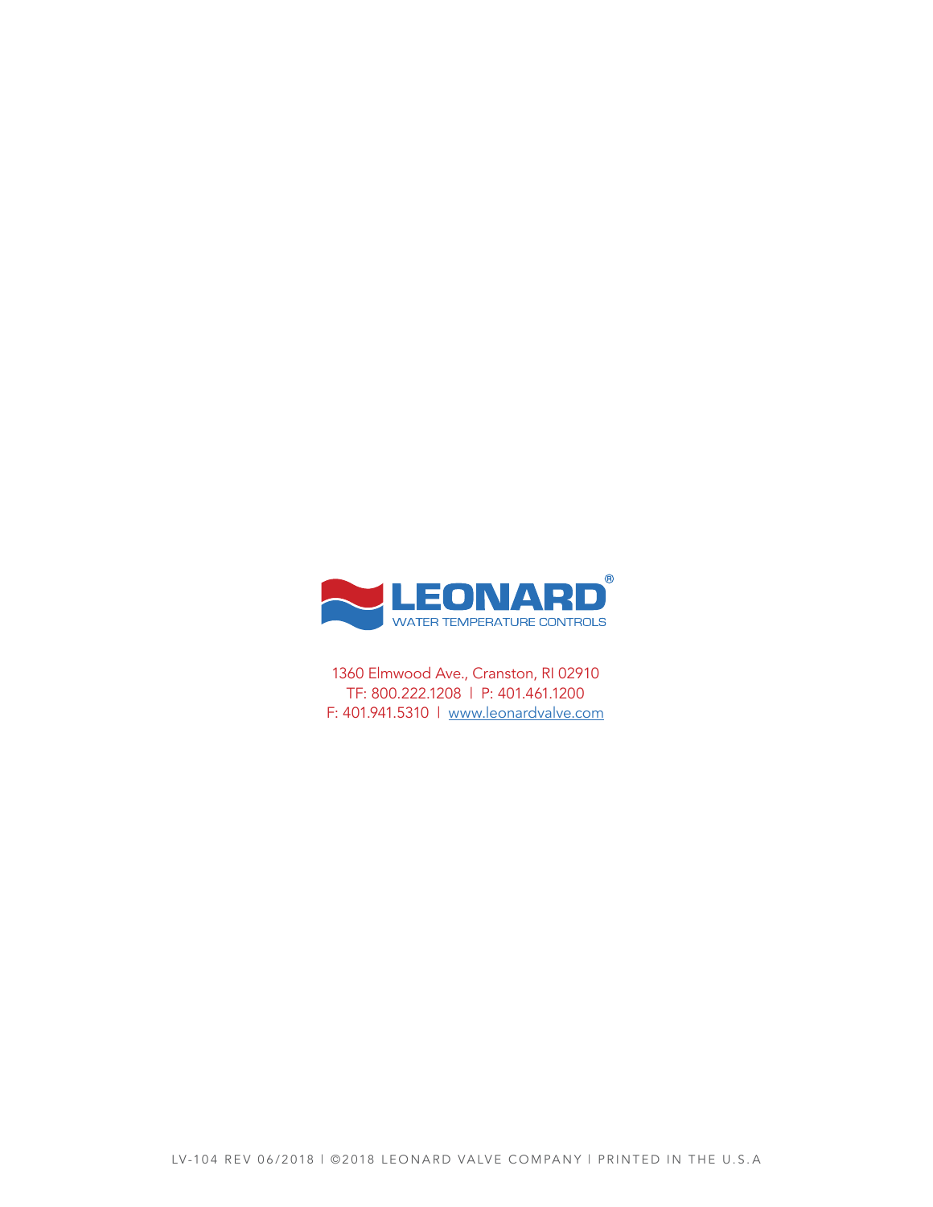LEONARD®

WATER TEMPERATURE CONTROLS

1360 Elmwood Ave., Cranston, RI 02910
TF: 800.222.1208 | P: 401.461.1200
F: 401.941.5310 | www.leonardvalve.com

LV-104 REV 06/2018 | ©2018 LEONARD VALVE COMPANY | PRINTED IN THE U.S.A